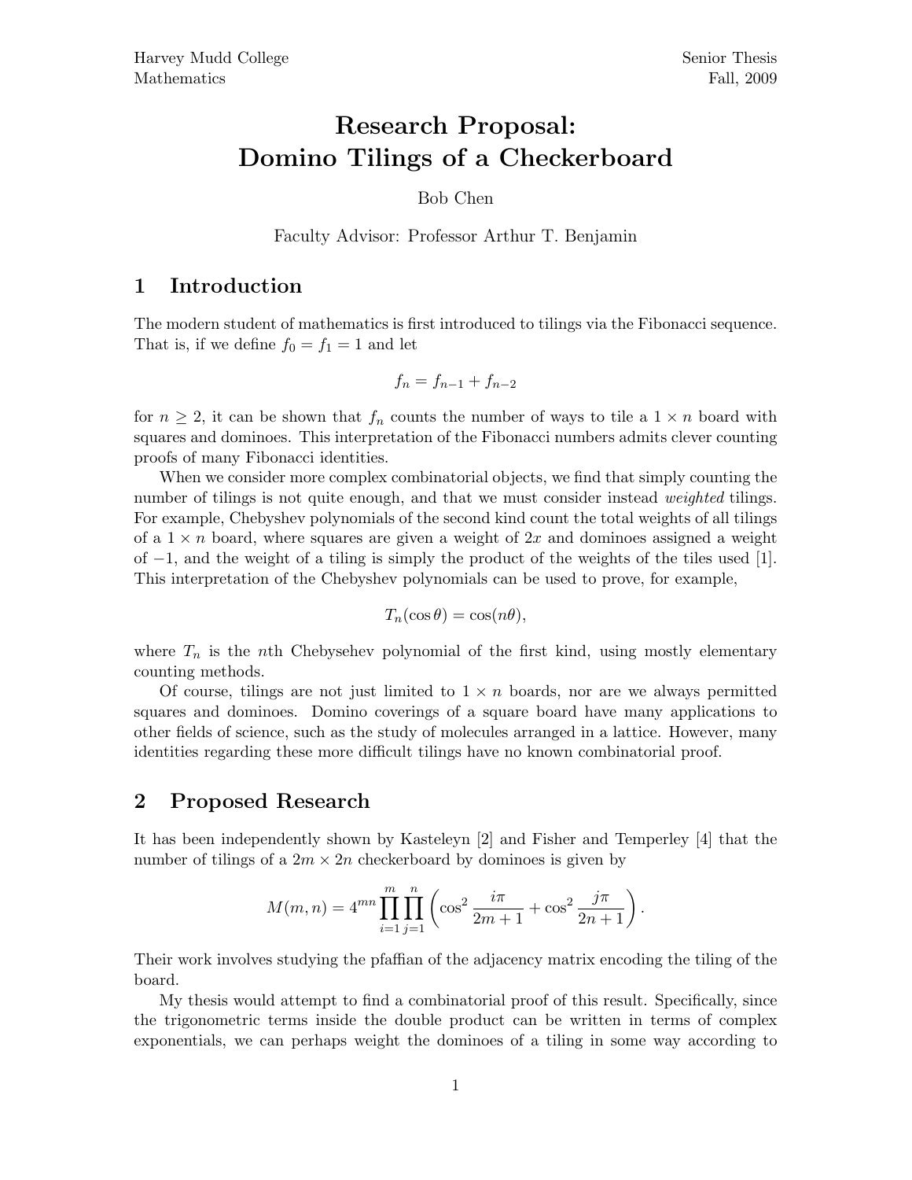Harvey Mudd College
Mathematics

Senior Thesis
Fall, 2009

# Research Proposal: Domino Tilings of a Checkerboard

Bob Chen

Faculty Advisor: Professor Arthur T. Benjamin

## 1 Introduction

The modern student of mathematics is first introduced to tilings via the Fibonacci sequence. That is, if we define $f_0 = f_1 = 1$ and let

$$f_n = f_{n-1} + f_{n-2}$$

for $n \geq 2$, it can be shown that $f_n$ counts the number of ways to tile a $1 \times n$ board with squares and dominoes. This interpretation of the Fibonacci numbers admits clever counting proofs of many Fibonacci identities.

When we consider more complex combinatorial objects, we find that simply counting the number of tilings is not quite enough, and that we must consider instead *weighted* tilings. For example, Chebyshev polynomials of the second kind count the total weights of all tilings of a $1 \times n$ board, where squares are given a weight of $2x$ and dominoes assigned a weight of $-1$, and the weight of a tiling is simply the product of the weights of the tiles used [1]. This interpretation of the Chebyshev polynomials can be used to prove, for example,

$$T_n(\cos\theta) = \cos(n\theta),$$

where $T_n$ is the $n$th Chebysehev polynomial of the first kind, using mostly elementary counting methods.

Of course, tilings are not just limited to $1 \times n$ boards, nor are we always permitted squares and dominoes. Domino coverings of a square board have many applications to other fields of science, such as the study of molecules arranged in a lattice. However, many identities regarding these more difficult tilings have no known combinatorial proof.

## 2 Proposed Research

It has been independently shown by Kasteleyn [2] and Fisher and Temperley [4] that the number of tilings of a $2m \times 2n$ checkerboard by dominoes is given by

$$M(m,n) = 4^{mn} \prod_{i=1}^{m} \prod_{j=1}^{n} \left( \cos^2 \frac{i\pi}{2m+1} + \cos^2 \frac{j\pi}{2n+1} \right).$$

Their work involves studying the pfaffian of the adjacency matrix encoding the tiling of the board.

My thesis would attempt to find a combinatorial proof of this result. Specifically, since the trigonometric terms inside the double product can be written in terms of complex exponentials, we can perhaps weight the dominoes of a tiling in some way according to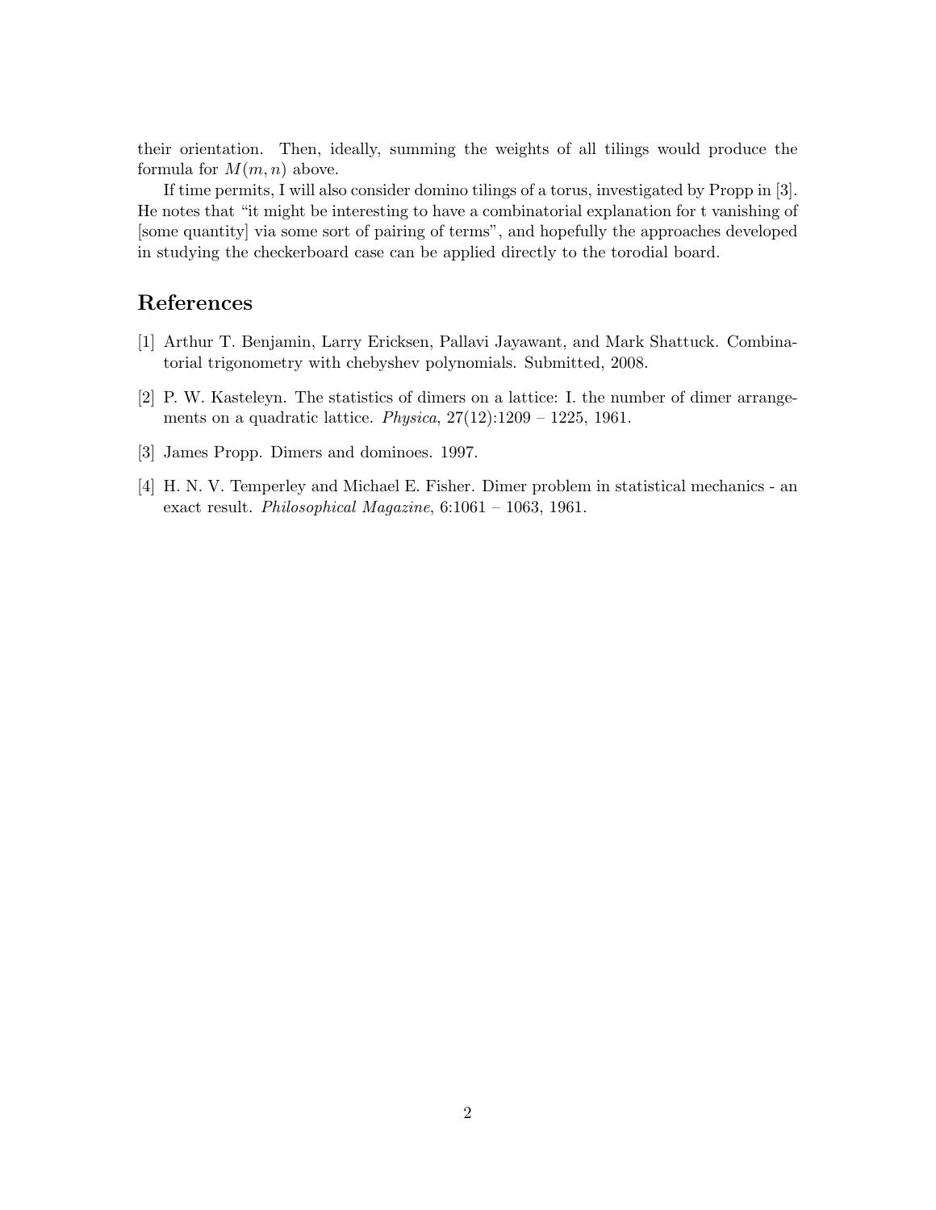their orientation. Then, ideally, summing the weights of all tilings would produce the formula for $M(m, n)$ above.

If time permits, I will also consider domino tilings of a torus, investigated by Propp in [3]. He notes that "it might be interesting to have a combinatorial explanation for t vanishing of [some quantity] via some sort of pairing of terms", and hopefully the approaches developed in studying the checkerboard case can be applied directly to the torodial board.

## References

[1] Arthur T. Benjamin, Larry Ericksen, Pallavi Jayawant, and Mark Shattuck. Combinatorial trigonometry with chebyshev polynomials. Submitted, 2008.

[2] P. W. Kasteleyn. The statistics of dimers on a lattice: I. the number of dimer arrangements on a quadratic lattice. *Physica*, 27(12):1209 – 1225, 1961.

[3] James Propp. Dimers and dominoes. 1997.

[4] H. N. V. Temperley and Michael E. Fisher. Dimer problem in statistical mechanics - an exact result. *Philosophical Magazine*, 6:1061 – 1063, 1961.